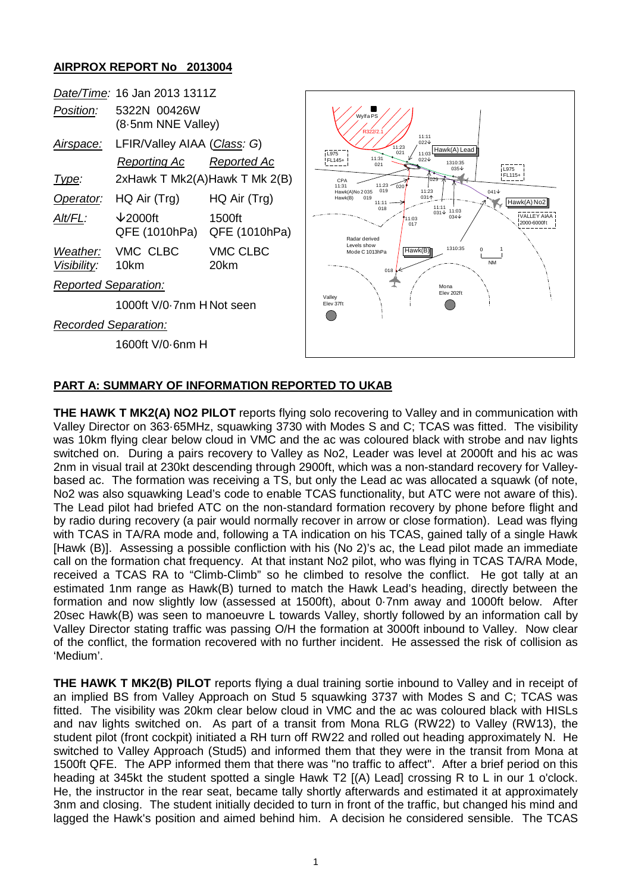**AIRPROX REPORT No 2013004**

| | | |
|---|---|---|
| *Date/Time:* | 16 Jan 2013 1311Z | |
| *Position:* | 5322N 00426W (8·5nm NNE Valley) | |
| *Airspace:* | LFIR/Valley AIAA (*Class: G*) | |
| | *Reporting Ac* | *Reported Ac* |
| *Type:* | 2xHawk T Mk2(A) | Hawk T Mk 2(B) |
| *Operator:* | HQ Air (Trg) | HQ Air (Trg) |
| *Alt/FL:* | ↓2000ft QFE (1010hPa) | 1500ft QFE (1010hPa) |
| *Weather:* | VMC CLBC | VMC CLBC |
| *Visibility:* | 10km | 20km |
| *Reported Separation:* | | |
| | 1000ft V/0·7nm H | Not seen |
| *Recorded Separation:* | | |
| | 1600ft V/0·6nm H | |

**PART A: SUMMARY OF INFORMATION REPORTED TO UKAB**

**THE HAWK T MK2(A) NO2 PILOT** reports flying solo recovering to Valley and in communication with Valley Director on 363·65MHz, squawking 3730 with Modes S and C; TCAS was fitted. The visibility was 10km flying clear below cloud in VMC and the ac was coloured black with strobe and nav lights switched on. During a pairs recovery to Valley as No2, Leader was level at 2000ft and his ac was 2nm in visual trail at 230kt descending through 2900ft, which was a non-standard recovery for Valley-based ac. The formation was receiving a TS, but only the Lead ac was allocated a squawk (of note, No2 was also squawking Lead's code to enable TCAS functionality, but ATC were not aware of this). The Lead pilot had briefed ATC on the non-standard formation recovery by phone before flight and by radio during recovery (a pair would normally recover in arrow or close formation). Lead was flying with TCAS in TA/RA mode and, following a TA indication on his TCAS, gained tally of a single Hawk [Hawk (B)]. Assessing a possible confliction with his (No 2)'s ac, the Lead pilot made an immediate call on the formation chat frequency. At that instant No2 pilot, who was flying in TCAS TA/RA Mode, received a TCAS RA to "Climb-Climb" so he climbed to resolve the conflict. He got tally at an estimated 1nm range as Hawk(B) turned to match the Hawk Lead's heading, directly between the formation and now slightly low (assessed at 1500ft), about 0·7nm away and 1000ft below. After 20sec Hawk(B) was seen to manoeuvre L towards Valley, shortly followed by an information call by Valley Director stating traffic was passing O/H the formation at 3000ft inbound to Valley. Now clear of the conflict, the formation recovered with no further incident. He assessed the risk of collision as 'Medium'.

**THE HAWK T MK2(B) PILOT** reports flying a dual training sortie inbound to Valley and in receipt of an implied BS from Valley Approach on Stud 5 squawking 3737 with Modes S and C; TCAS was fitted. The visibility was 20km clear below cloud in VMC and the ac was coloured black with HISLs and nav lights switched on. As part of a transit from Mona RLG (RW22) to Valley (RW13), the student pilot (front cockpit) initiated a RH turn off RW22 and rolled out heading approximately N. He switched to Valley Approach (Stud5) and informed them that they were in the transit from Mona at 1500ft QFE. The APP informed them that there was "no traffic to affect". After a brief period on this heading at 345kt the student spotted a single Hawk T2 [(A) Lead] crossing R to L in our 1 o'clock. He, the instructor in the rear seat, became tally shortly afterwards and estimated it at approximately 3nm and closing. The student initially decided to turn in front of the traffic, but changed his mind and lagged the Hawk's position and aimed behind him. A decision he considered sensible. The TCAS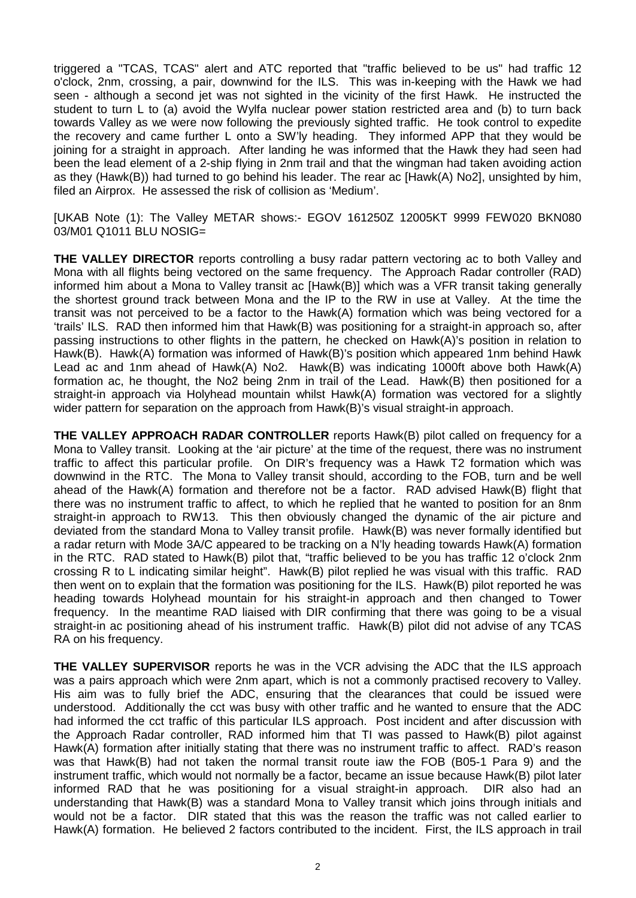triggered a "TCAS, TCAS" alert and ATC reported that "traffic believed to be us" had traffic 12 o'clock, 2nm, crossing, a pair, downwind for the ILS. This was in-keeping with the Hawk we had seen - although a second jet was not sighted in the vicinity of the first Hawk. He instructed the student to turn L to (a) avoid the Wylfa nuclear power station restricted area and (b) to turn back towards Valley as we were now following the previously sighted traffic. He took control to expedite the recovery and came further L onto a SW'ly heading. They informed APP that they would be joining for a straight in approach. After landing he was informed that the Hawk they had seen had been the lead element of a 2-ship flying in 2nm trail and that the wingman had taken avoiding action as they (Hawk(B)) had turned to go behind his leader. The rear ac [Hawk(A) No2], unsighted by him, filed an Airprox. He assessed the risk of collision as 'Medium'.

[UKAB Note (1): The Valley METAR shows:- EGOV 161250Z 12005KT 9999 FEW020 BKN080 03/M01 Q1011 BLU NOSIG=

**THE VALLEY DIRECTOR** reports controlling a busy radar pattern vectoring ac to both Valley and Mona with all flights being vectored on the same frequency. The Approach Radar controller (RAD) informed him about a Mona to Valley transit ac [Hawk(B)] which was a VFR transit taking generally the shortest ground track between Mona and the IP to the RW in use at Valley. At the time the transit was not perceived to be a factor to the Hawk(A) formation which was being vectored for a 'trails' ILS. RAD then informed him that Hawk(B) was positioning for a straight-in approach so, after passing instructions to other flights in the pattern, he checked on Hawk(A)'s position in relation to Hawk(B). Hawk(A) formation was informed of Hawk(B)'s position which appeared 1nm behind Hawk Lead ac and 1nm ahead of Hawk(A) No2. Hawk(B) was indicating 1000ft above both Hawk(A) formation ac, he thought, the No2 being 2nm in trail of the Lead. Hawk(B) then positioned for a straight-in approach via Holyhead mountain whilst Hawk(A) formation was vectored for a slightly wider pattern for separation on the approach from Hawk(B)'s visual straight-in approach.

**THE VALLEY APPROACH RADAR CONTROLLER** reports Hawk(B) pilot called on frequency for a Mona to Valley transit. Looking at the 'air picture' at the time of the request, there was no instrument traffic to affect this particular profile. On DIR's frequency was a Hawk T2 formation which was downwind in the RTC. The Mona to Valley transit should, according to the FOB, turn and be well ahead of the Hawk(A) formation and therefore not be a factor. RAD advised Hawk(B) flight that there was no instrument traffic to affect, to which he replied that he wanted to position for an 8nm straight-in approach to RW13. This then obviously changed the dynamic of the air picture and deviated from the standard Mona to Valley transit profile. Hawk(B) was never formally identified but a radar return with Mode 3A/C appeared to be tracking on a N'ly heading towards Hawk(A) formation in the RTC. RAD stated to Hawk(B) pilot that, "traffic believed to be you has traffic 12 o'clock 2nm crossing R to L indicating similar height". Hawk(B) pilot replied he was visual with this traffic. RAD then went on to explain that the formation was positioning for the ILS. Hawk(B) pilot reported he was heading towards Holyhead mountain for his straight-in approach and then changed to Tower frequency. In the meantime RAD liaised with DIR confirming that there was going to be a visual straight-in ac positioning ahead of his instrument traffic. Hawk(B) pilot did not advise of any TCAS RA on his frequency.

**THE VALLEY SUPERVISOR** reports he was in the VCR advising the ADC that the ILS approach was a pairs approach which were 2nm apart, which is not a commonly practised recovery to Valley. His aim was to fully brief the ADC, ensuring that the clearances that could be issued were understood. Additionally the cct was busy with other traffic and he wanted to ensure that the ADC had informed the cct traffic of this particular ILS approach. Post incident and after discussion with the Approach Radar controller, RAD informed him that TI was passed to Hawk(B) pilot against Hawk(A) formation after initially stating that there was no instrument traffic to affect. RAD's reason was that Hawk(B) had not taken the normal transit route iaw the FOB (B05-1 Para 9) and the instrument traffic, which would not normally be a factor, became an issue because Hawk(B) pilot later informed RAD that he was positioning for a visual straight-in approach. DIR also had an understanding that Hawk(B) was a standard Mona to Valley transit which joins through initials and would not be a factor. DIR stated that this was the reason the traffic was not called earlier to Hawk(A) formation. He believed 2 factors contributed to the incident. First, the ILS approach in trail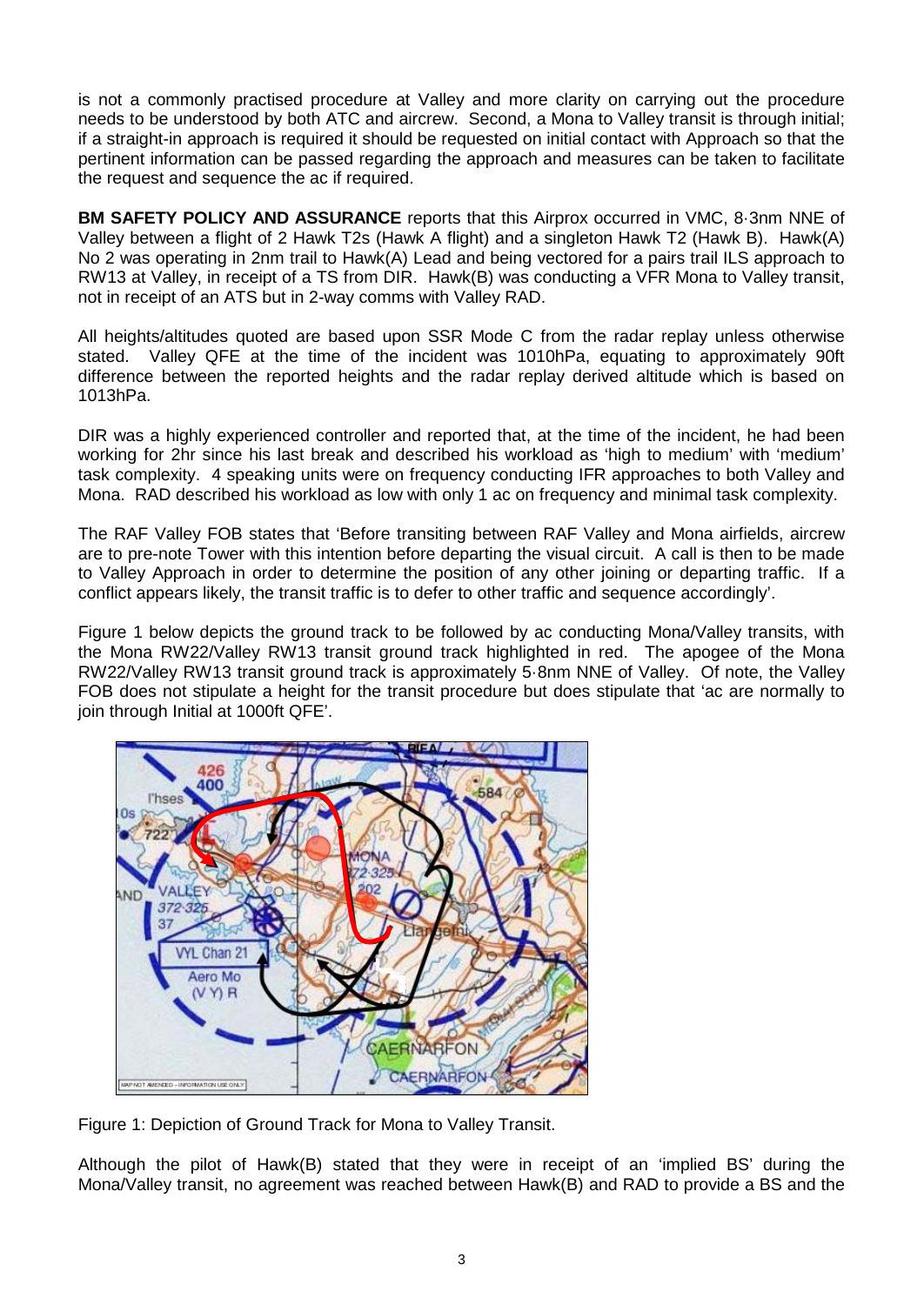is not a commonly practised procedure at Valley and more clarity on carrying out the procedure needs to be understood by both ATC and aircrew. Second, a Mona to Valley transit is through initial; if a straight-in approach is required it should be requested on initial contact with Approach so that the pertinent information can be passed regarding the approach and measures can be taken to facilitate the request and sequence the ac if required.

**BM SAFETY POLICY AND ASSURANCE** reports that this Airprox occurred in VMC, 8·3nm NNE of Valley between a flight of 2 Hawk T2s (Hawk A flight) and a singleton Hawk T2 (Hawk B). Hawk(A) No 2 was operating in 2nm trail to Hawk(A) Lead and being vectored for a pairs trail ILS approach to RW13 at Valley, in receipt of a TS from DIR. Hawk(B) was conducting a VFR Mona to Valley transit, not in receipt of an ATS but in 2-way comms with Valley RAD.

All heights/altitudes quoted are based upon SSR Mode C from the radar replay unless otherwise stated. Valley QFE at the time of the incident was 1010hPa, equating to approximately 90ft difference between the reported heights and the radar replay derived altitude which is based on 1013hPa.

DIR was a highly experienced controller and reported that, at the time of the incident, he had been working for 2hr since his last break and described his workload as 'high to medium' with 'medium' task complexity. 4 speaking units were on frequency conducting IFR approaches to both Valley and Mona. RAD described his workload as low with only 1 ac on frequency and minimal task complexity.

The RAF Valley FOB states that 'Before transiting between RAF Valley and Mona airfields, aircrew are to pre-note Tower with this intention before departing the visual circuit. A call is then to be made to Valley Approach in order to determine the position of any other joining or departing traffic. If a conflict appears likely, the transit traffic is to defer to other traffic and sequence accordingly'.

Figure 1 below depicts the ground track to be followed by ac conducting Mona/Valley transits, with the Mona RW22/Valley RW13 transit ground track highlighted in red. The apogee of the Mona RW22/Valley RW13 transit ground track is approximately 5·8nm NNE of Valley. Of note, the Valley FOB does not stipulate a height for the transit procedure but does stipulate that 'ac are normally to join through Initial at 1000ft QFE'.

Figure 1: Depiction of Ground Track for Mona to Valley Transit.

Although the pilot of Hawk(B) stated that they were in receipt of an 'implied BS' during the Mona/Valley transit, no agreement was reached between Hawk(B) and RAD to provide a BS and the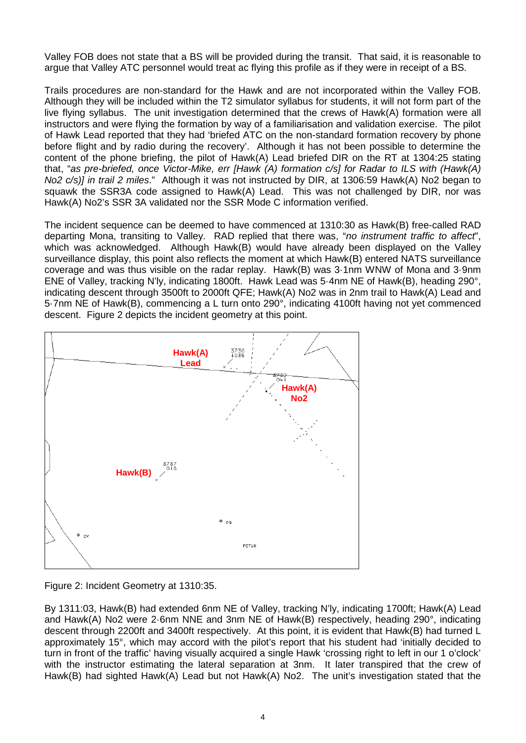Valley FOB does not state that a BS will be provided during the transit. That said, it is reasonable to argue that Valley ATC personnel would treat ac flying this profile as if they were in receipt of a BS.

Trails procedures are non-standard for the Hawk and are not incorporated within the Valley FOB. Although they will be included within the T2 simulator syllabus for students, it will not form part of the live flying syllabus. The unit investigation determined that the crews of Hawk(A) formation were all instructors and were flying the formation by way of a familiarisation and validation exercise. The pilot of Hawk Lead reported that they had 'briefed ATC on the non-standard formation recovery by phone before flight and by radio during the recovery'. Although it has not been possible to determine the content of the phone briefing, the pilot of Hawk(A) Lead briefed DIR on the RT at 1304:25 stating that, "*as pre-briefed, once Victor-Mike, err [Hawk (A) formation c/s] for Radar to ILS with (Hawk(A) No2 c/s)] in trail 2 miles*." Although it was not instructed by DIR, at 1306:59 Hawk(A) No2 began to squawk the SSR3A code assigned to Hawk(A) Lead. This was not challenged by DIR, nor was Hawk(A) No2's SSR 3A validated nor the SSR Mode C information verified.

The incident sequence can be deemed to have commenced at 1310:30 as Hawk(B) free-called RAD departing Mona, transiting to Valley. RAD replied that there was, "*no instrument traffic to affect*", which was acknowledged. Although Hawk(B) would have already been displayed on the Valley surveillance display, this point also reflects the moment at which Hawk(B) entered NATS surveillance coverage and was thus visible on the radar replay. Hawk(B) was 3·1nm WNW of Mona and 3·9nm ENE of Valley, tracking N'ly, indicating 1800ft. Hawk Lead was 5·4nm NE of Hawk(B), heading 290°, indicating descent through 3500ft to 2000ft QFE; Hawk(A) No2 was in 2nm trail to Hawk(A) Lead and 5·7nm NE of Hawk(B), commencing a L turn onto 290°, indicating 4100ft having not yet commenced descent. Figure 2 depicts the incident geometry at this point.

Figure 2: Incident Geometry at 1310:35.

By 1311:03, Hawk(B) had extended 6nm NE of Valley, tracking N'ly, indicating 1700ft; Hawk(A) Lead and Hawk(A) No2 were 2·6nm NNE and 3nm NE of Hawk(B) respectively, heading 290°, indicating descent through 2200ft and 3400ft respectively. At this point, it is evident that Hawk(B) had turned L approximately 15°, which may accord with the pilot's report that his student had 'initially decided to turn in front of the traffic' having visually acquired a single Hawk 'crossing right to left in our 1 o'clock' with the instructor estimating the lateral separation at 3nm. It later transpired that the crew of Hawk(B) had sighted Hawk(A) Lead but not Hawk(A) No2. The unit's investigation stated that the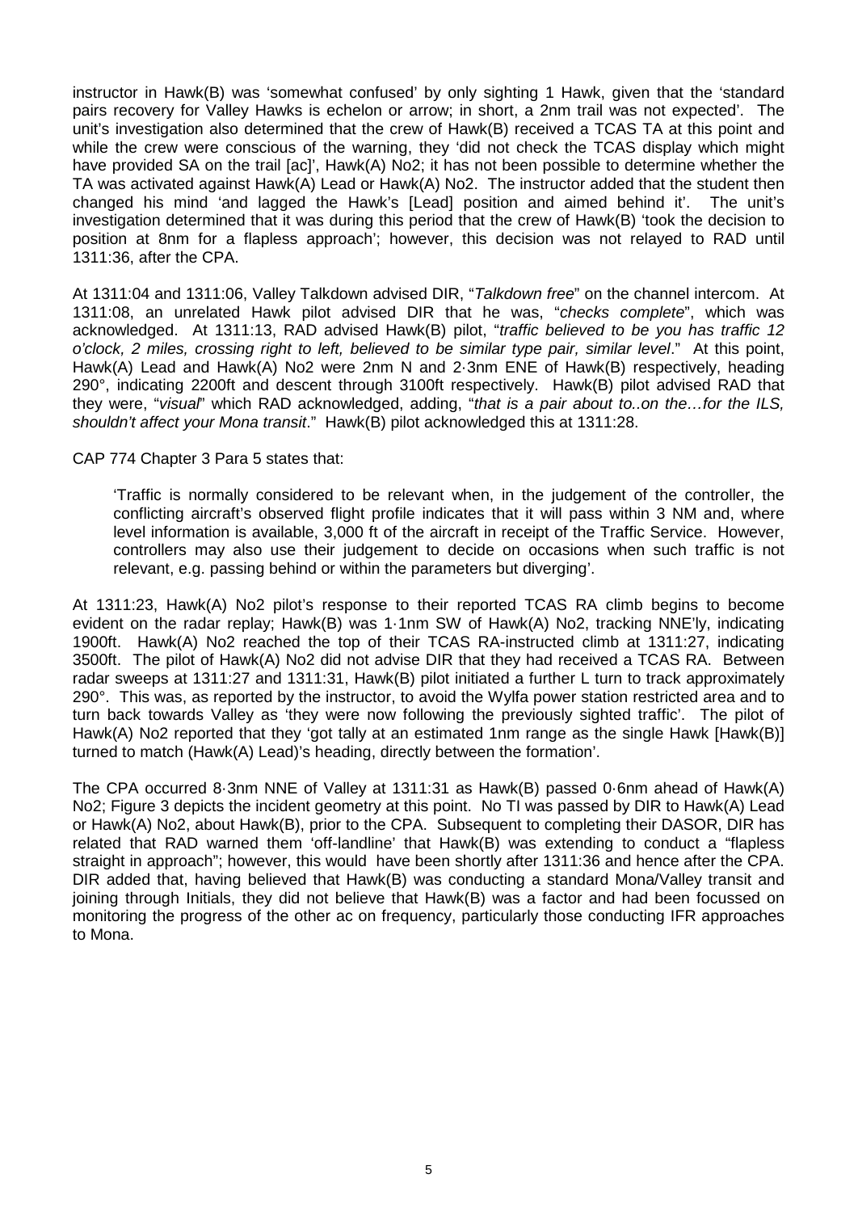instructor in Hawk(B) was 'somewhat confused' by only sighting 1 Hawk, given that the 'standard pairs recovery for Valley Hawks is echelon or arrow; in short, a 2nm trail was not expected'. The unit's investigation also determined that the crew of Hawk(B) received a TCAS TA at this point and while the crew were conscious of the warning, they 'did not check the TCAS display which might have provided SA on the trail [ac]', Hawk(A) No2; it has not been possible to determine whether the TA was activated against Hawk(A) Lead or Hawk(A) No2. The instructor added that the student then changed his mind 'and lagged the Hawk's [Lead] position and aimed behind it'. The unit's investigation determined that it was during this period that the crew of Hawk(B) 'took the decision to position at 8nm for a flapless approach'; however, this decision was not relayed to RAD until 1311:36, after the CPA.

At 1311:04 and 1311:06, Valley Talkdown advised DIR, "*Talkdown free*" on the channel intercom. At 1311:08, an unrelated Hawk pilot advised DIR that he was, "*checks complete*", which was acknowledged. At 1311:13, RAD advised Hawk(B) pilot, "*traffic believed to be you has traffic 12 o'clock, 2 miles, crossing right to left, believed to be similar type pair, similar level*." At this point, Hawk(A) Lead and Hawk(A) No2 were 2nm N and 2·3nm ENE of Hawk(B) respectively, heading 290°, indicating 2200ft and descent through 3100ft respectively. Hawk(B) pilot advised RAD that they were, "*visual*" which RAD acknowledged, adding, "*that is a pair about to..on the…for the ILS, shouldn't affect your Mona transit*." Hawk(B) pilot acknowledged this at 1311:28.

CAP 774 Chapter 3 Para 5 states that:

> 'Traffic is normally considered to be relevant when, in the judgement of the controller, the conflicting aircraft's observed flight profile indicates that it will pass within 3 NM and, where level information is available, 3,000 ft of the aircraft in receipt of the Traffic Service. However, controllers may also use their judgement to decide on occasions when such traffic is not relevant, e.g. passing behind or within the parameters but diverging'.

At 1311:23, Hawk(A) No2 pilot's response to their reported TCAS RA climb begins to become evident on the radar replay; Hawk(B) was 1·1nm SW of Hawk(A) No2, tracking NNE'ly, indicating 1900ft. Hawk(A) No2 reached the top of their TCAS RA-instructed climb at 1311:27, indicating 3500ft. The pilot of Hawk(A) No2 did not advise DIR that they had received a TCAS RA. Between radar sweeps at 1311:27 and 1311:31, Hawk(B) pilot initiated a further L turn to track approximately 290°. This was, as reported by the instructor, to avoid the Wylfa power station restricted area and to turn back towards Valley as 'they were now following the previously sighted traffic'. The pilot of Hawk(A) No2 reported that they 'got tally at an estimated 1nm range as the single Hawk [Hawk(B)] turned to match (Hawk(A) Lead)'s heading, directly between the formation'.

The CPA occurred 8·3nm NNE of Valley at 1311:31 as Hawk(B) passed 0·6nm ahead of Hawk(A) No2; Figure 3 depicts the incident geometry at this point. No TI was passed by DIR to Hawk(A) Lead or Hawk(A) No2, about Hawk(B), prior to the CPA. Subsequent to completing their DASOR, DIR has related that RAD warned them 'off-landline' that Hawk(B) was extending to conduct a "flapless straight in approach"; however, this would have been shortly after 1311:36 and hence after the CPA. DIR added that, having believed that Hawk(B) was conducting a standard Mona/Valley transit and joining through Initials, they did not believe that Hawk(B) was a factor and had been focussed on monitoring the progress of the other ac on frequency, particularly those conducting IFR approaches to Mona.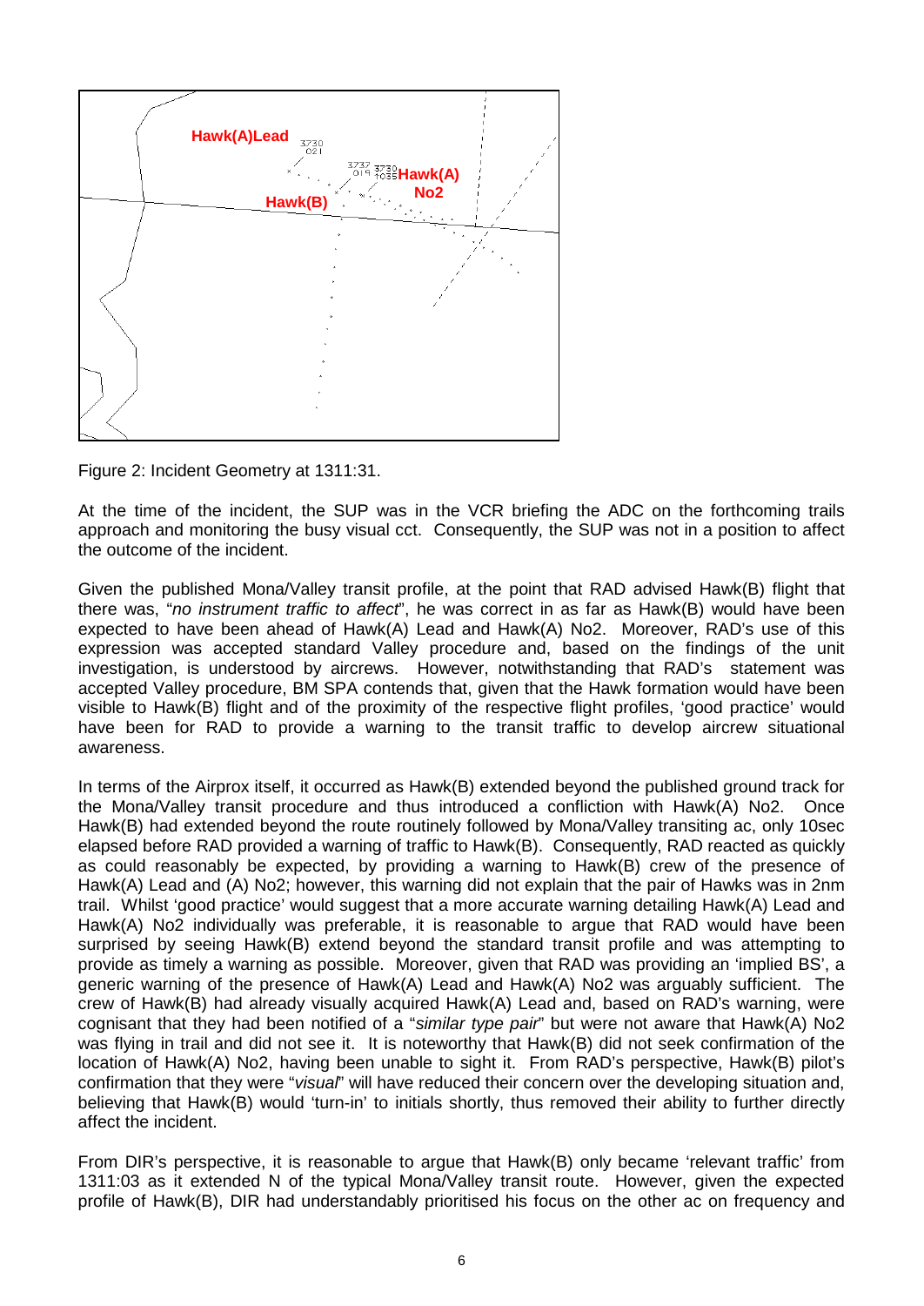Figure 2: Incident Geometry at 1311:31.

At the time of the incident, the SUP was in the VCR briefing the ADC on the forthcoming trails approach and monitoring the busy visual cct. Consequently, the SUP was not in a position to affect the outcome of the incident.

Given the published Mona/Valley transit profile, at the point that RAD advised Hawk(B) flight that there was, "*no instrument traffic to affect*", he was correct in as far as Hawk(B) would have been expected to have been ahead of Hawk(A) Lead and Hawk(A) No2. Moreover, RAD's use of this expression was accepted standard Valley procedure and, based on the findings of the unit investigation, is understood by aircrews. However, notwithstanding that RAD's statement was accepted Valley procedure, BM SPA contends that, given that the Hawk formation would have been visible to Hawk(B) flight and of the proximity of the respective flight profiles, 'good practice' would have been for RAD to provide a warning to the transit traffic to develop aircrew situational awareness.

In terms of the Airprox itself, it occurred as Hawk(B) extended beyond the published ground track for the Mona/Valley transit procedure and thus introduced a confliction with Hawk(A) No2. Once Hawk(B) had extended beyond the route routinely followed by Mona/Valley transiting ac, only 10sec elapsed before RAD provided a warning of traffic to Hawk(B). Consequently, RAD reacted as quickly as could reasonably be expected, by providing a warning to Hawk(B) crew of the presence of Hawk(A) Lead and (A) No2; however, this warning did not explain that the pair of Hawks was in 2nm trail. Whilst 'good practice' would suggest that a more accurate warning detailing Hawk(A) Lead and Hawk(A) No2 individually was preferable, it is reasonable to argue that RAD would have been surprised by seeing Hawk(B) extend beyond the standard transit profile and was attempting to provide as timely a warning as possible. Moreover, given that RAD was providing an 'implied BS', a generic warning of the presence of Hawk(A) Lead and Hawk(A) No2 was arguably sufficient. The crew of Hawk(B) had already visually acquired Hawk(A) Lead and, based on RAD's warning, were cognisant that they had been notified of a "*similar type pair*" but were not aware that Hawk(A) No2 was flying in trail and did not see it. It is noteworthy that Hawk(B) did not seek confirmation of the location of Hawk(A) No2, having been unable to sight it. From RAD's perspective, Hawk(B) pilot's confirmation that they were "*visual*" will have reduced their concern over the developing situation and, believing that Hawk(B) would 'turn-in' to initials shortly, thus removed their ability to further directly affect the incident.

From DIR's perspective, it is reasonable to argue that Hawk(B) only became 'relevant traffic' from 1311:03 as it extended N of the typical Mona/Valley transit route. However, given the expected profile of Hawk(B), DIR had understandably prioritised his focus on the other ac on frequency and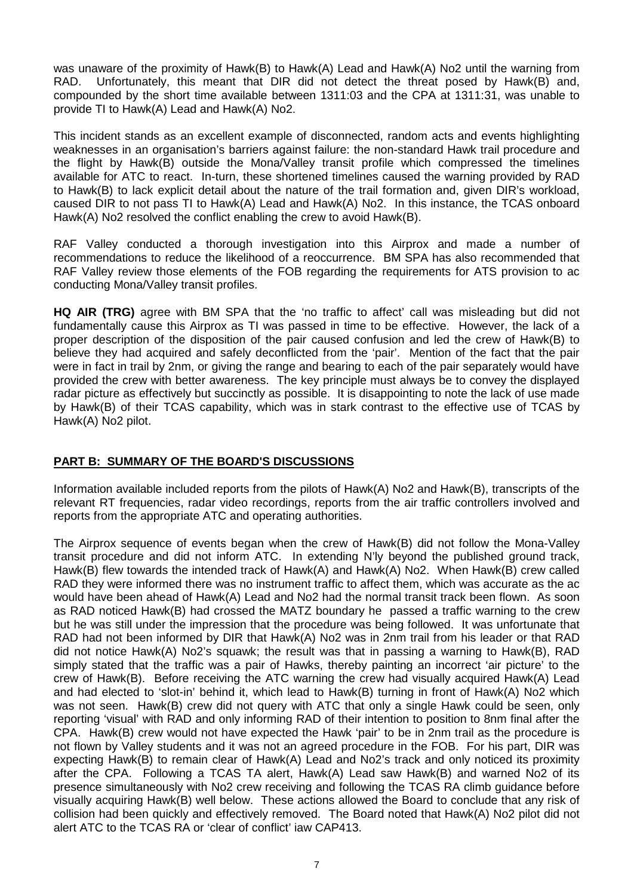was unaware of the proximity of Hawk(B) to Hawk(A) Lead and Hawk(A) No2 until the warning from RAD. Unfortunately, this meant that DIR did not detect the threat posed by Hawk(B) and, compounded by the short time available between 1311:03 and the CPA at 1311:31, was unable to provide TI to Hawk(A) Lead and Hawk(A) No2.

This incident stands as an excellent example of disconnected, random acts and events highlighting weaknesses in an organisation's barriers against failure: the non-standard Hawk trail procedure and the flight by Hawk(B) outside the Mona/Valley transit profile which compressed the timelines available for ATC to react. In-turn, these shortened timelines caused the warning provided by RAD to Hawk(B) to lack explicit detail about the nature of the trail formation and, given DIR's workload, caused DIR to not pass TI to Hawk(A) Lead and Hawk(A) No2. In this instance, the TCAS onboard Hawk(A) No2 resolved the conflict enabling the crew to avoid Hawk(B).

RAF Valley conducted a thorough investigation into this Airprox and made a number of recommendations to reduce the likelihood of a reoccurrence. BM SPA has also recommended that RAF Valley review those elements of the FOB regarding the requirements for ATS provision to ac conducting Mona/Valley transit profiles.

**HQ AIR (TRG)** agree with BM SPA that the 'no traffic to affect' call was misleading but did not fundamentally cause this Airprox as TI was passed in time to be effective. However, the lack of a proper description of the disposition of the pair caused confusion and led the crew of Hawk(B) to believe they had acquired and safely deconflicted from the 'pair'. Mention of the fact that the pair were in fact in trail by 2nm, or giving the range and bearing to each of the pair separately would have provided the crew with better awareness. The key principle must always be to convey the displayed radar picture as effectively but succinctly as possible. It is disappointing to note the lack of use made by Hawk(B) of their TCAS capability, which was in stark contrast to the effective use of TCAS by Hawk(A) No2 pilot.

## PART B: SUMMARY OF THE BOARD'S DISCUSSIONS

Information available included reports from the pilots of Hawk(A) No2 and Hawk(B), transcripts of the relevant RT frequencies, radar video recordings, reports from the air traffic controllers involved and reports from the appropriate ATC and operating authorities.

The Airprox sequence of events began when the crew of Hawk(B) did not follow the Mona-Valley transit procedure and did not inform ATC. In extending N'ly beyond the published ground track, Hawk(B) flew towards the intended track of Hawk(A) and Hawk(A) No2. When Hawk(B) crew called RAD they were informed there was no instrument traffic to affect them, which was accurate as the ac would have been ahead of Hawk(A) Lead and No2 had the normal transit track been flown. As soon as RAD noticed Hawk(B) had crossed the MATZ boundary he passed a traffic warning to the crew but he was still under the impression that the procedure was being followed. It was unfortunate that RAD had not been informed by DIR that Hawk(A) No2 was in 2nm trail from his leader or that RAD did not notice Hawk(A) No2's squawk; the result was that in passing a warning to Hawk(B), RAD simply stated that the traffic was a pair of Hawks, thereby painting an incorrect 'air picture' to the crew of Hawk(B). Before receiving the ATC warning the crew had visually acquired Hawk(A) Lead and had elected to 'slot-in' behind it, which lead to Hawk(B) turning in front of Hawk(A) No2 which was not seen. Hawk(B) crew did not query with ATC that only a single Hawk could be seen, only reporting 'visual' with RAD and only informing RAD of their intention to position to 8nm final after the CPA. Hawk(B) crew would not have expected the Hawk 'pair' to be in 2nm trail as the procedure is not flown by Valley students and it was not an agreed procedure in the FOB. For his part, DIR was expecting Hawk(B) to remain clear of Hawk(A) Lead and No2's track and only noticed its proximity after the CPA. Following a TCAS TA alert, Hawk(A) Lead saw Hawk(B) and warned No2 of its presence simultaneously with No2 crew receiving and following the TCAS RA climb guidance before visually acquiring Hawk(B) well below. These actions allowed the Board to conclude that any risk of collision had been quickly and effectively removed. The Board noted that Hawk(A) No2 pilot did not alert ATC to the TCAS RA or 'clear of conflict' iaw CAP413.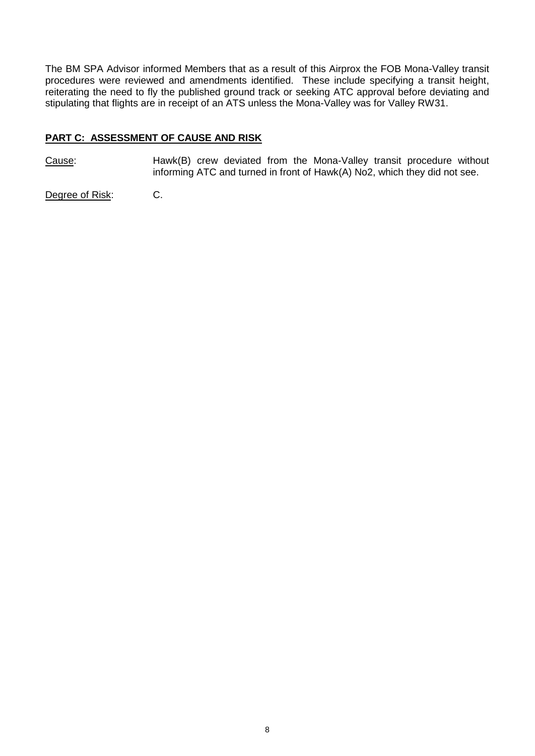The BM SPA Advisor informed Members that as a result of this Airprox the FOB Mona-Valley transit procedures were reviewed and amendments identified. These include specifying a transit height, reiterating the need to fly the published ground track or seeking ATC approval before deviating and stipulating that flights are in receipt of an ATS unless the Mona-Valley was for Valley RW31.

## PART C: ASSESSMENT OF CAUSE AND RISK

Cause: Hawk(B) crew deviated from the Mona-Valley transit procedure without informing ATC and turned in front of Hawk(A) No2, which they did not see.

Degree of Risk: C.